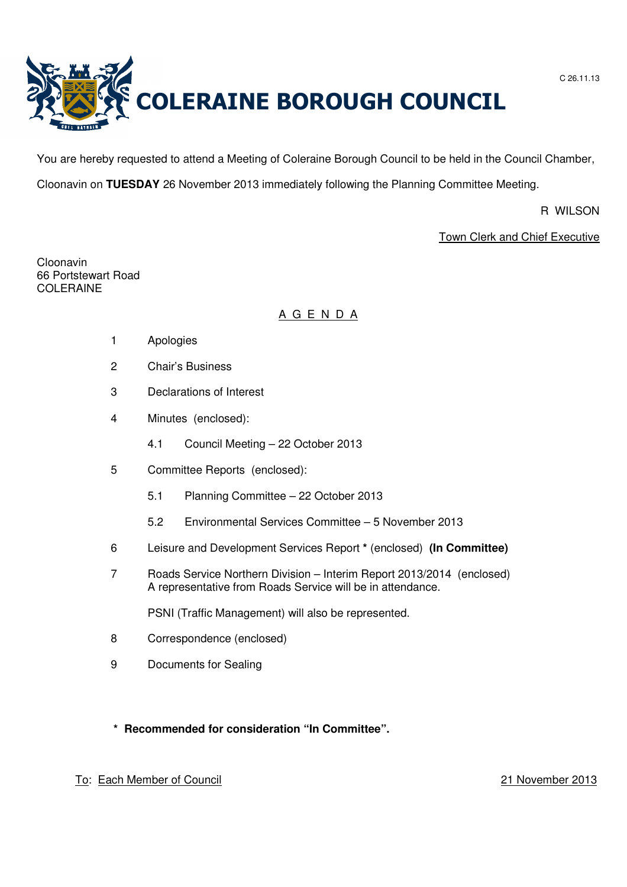C 26.11.13

# COLERAINE BOROUGH COUNCIL

You are hereby requested to attend a Meeting of Coleraine Borough Council to be held in the Council Chamber, Cloonavin on **TUESDAY** 26 November 2013 immediately following the Planning Committee Meeting.

R WILSON

Town Clerk and Chief Executive

Cloonavin
66 Portstewart Road
COLERAINE

## A G E N D A

1. Apologies
2. Chair's Business
3. Declarations of Interest
4. Minutes (enclosed):
   - 4.1 Council Meeting – 22 October 2013
5. Committee Reports (enclosed):
   - 5.1 Planning Committee – 22 October 2013
   - 5.2 Environmental Services Committee – 5 November 2013
6. Leisure and Development Services Report * (enclosed) **(In Committee)**
7. Roads Service Northern Division – Interim Report 2013/2014 (enclosed)
   A representative from Roads Service will be in attendance.

   PSNI (Traffic Management) will also be represented.
8. Correspondence (enclosed)
9. Documents for Sealing

**\* Recommended for consideration "In Committee".**

To: Each Member of Council

21 November 2013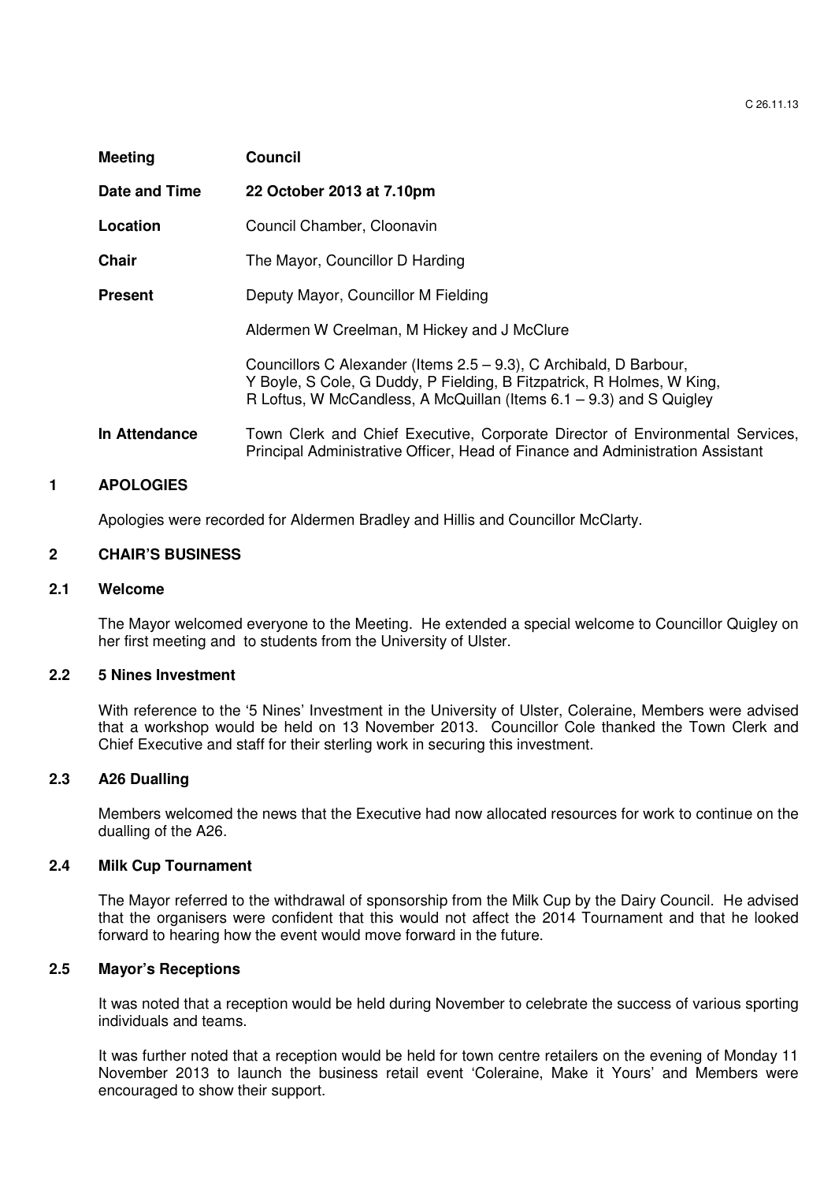| | |
|---|---|
| **Meeting** | **Council** |
| **Date and Time** | **22 October 2013 at 7.10pm** |
| **Location** | Council Chamber, Cloonavin |
| **Chair** | The Mayor, Councillor D Harding |
| **Present** | Deputy Mayor, Councillor M Fielding<br><br>Aldermen W Creelman, M Hickey and J McClure<br><br>Councillors C Alexander (Items 2.5 – 9.3), C Archibald, D Barbour, Y Boyle, S Cole, G Duddy, P Fielding, B Fitzpatrick, R Holmes, W King, R Loftus, W McCandless, A McQuillan (Items 6.1 – 9.3) and S Quigley |
| **In Attendance** | Town Clerk and Chief Executive, Corporate Director of Environmental Services, Principal Administrative Officer, Head of Finance and Administration Assistant |

## 1 APOLOGIES

Apologies were recorded for Aldermen Bradley and Hillis and Councillor McClarty.

## 2 CHAIR'S BUSINESS

### 2.1 Welcome

The Mayor welcomed everyone to the Meeting. He extended a special welcome to Councillor Quigley on her first meeting and to students from the University of Ulster.

### 2.2 5 Nines Investment

With reference to the '5 Nines' Investment in the University of Ulster, Coleraine, Members were advised that a workshop would be held on 13 November 2013. Councillor Cole thanked the Town Clerk and Chief Executive and staff for their sterling work in securing this investment.

### 2.3 A26 Dualling

Members welcomed the news that the Executive had now allocated resources for work to continue on the dualling of the A26.

### 2.4 Milk Cup Tournament

The Mayor referred to the withdrawal of sponsorship from the Milk Cup by the Dairy Council. He advised that the organisers were confident that this would not affect the 2014 Tournament and that he looked forward to hearing how the event would move forward in the future.

### 2.5 Mayor's Receptions

It was noted that a reception would be held during November to celebrate the success of various sporting individuals and teams.

It was further noted that a reception would be held for town centre retailers on the evening of Monday 11 November 2013 to launch the business retail event 'Coleraine, Make it Yours' and Members were encouraged to show their support.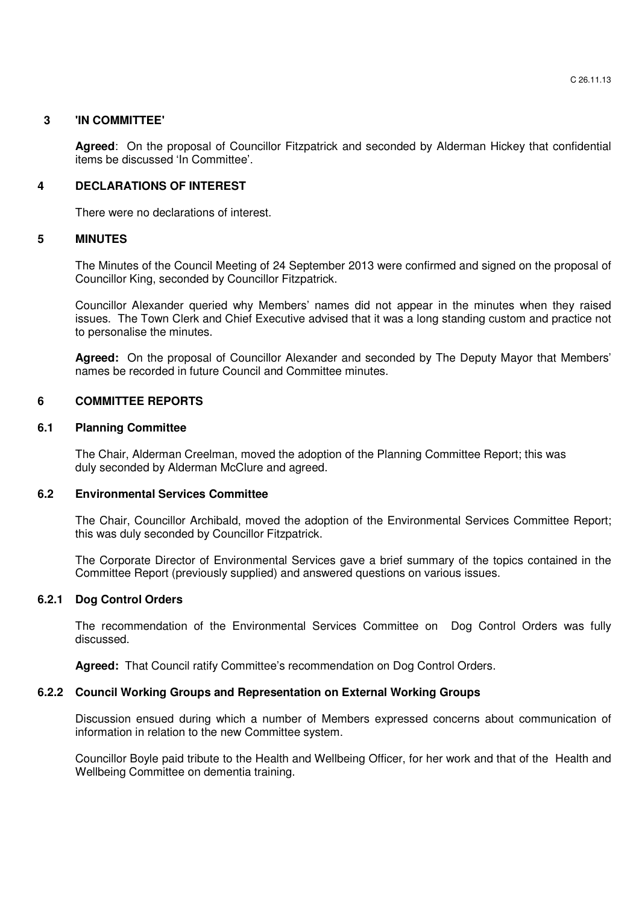## 3 'IN COMMITTEE'

**Agreed**: On the proposal of Councillor Fitzpatrick and seconded by Alderman Hickey that confidential items be discussed 'In Committee'.

## 4 DECLARATIONS OF INTEREST

There were no declarations of interest.

## 5 MINUTES

The Minutes of the Council Meeting of 24 September 2013 were confirmed and signed on the proposal of Councillor King, seconded by Councillor Fitzpatrick.

Councillor Alexander queried why Members' names did not appear in the minutes when they raised issues. The Town Clerk and Chief Executive advised that it was a long standing custom and practice not to personalise the minutes.

**Agreed:** On the proposal of Councillor Alexander and seconded by The Deputy Mayor that Members' names be recorded in future Council and Committee minutes.

## 6 COMMITTEE REPORTS

### 6.1 Planning Committee

The Chair, Alderman Creelman, moved the adoption of the Planning Committee Report; this was duly seconded by Alderman McClure and agreed.

### 6.2 Environmental Services Committee

The Chair, Councillor Archibald, moved the adoption of the Environmental Services Committee Report; this was duly seconded by Councillor Fitzpatrick.

The Corporate Director of Environmental Services gave a brief summary of the topics contained in the Committee Report (previously supplied) and answered questions on various issues.

#### 6.2.1 Dog Control Orders

The recommendation of the Environmental Services Committee on Dog Control Orders was fully discussed.

**Agreed:** That Council ratify Committee's recommendation on Dog Control Orders.

#### 6.2.2 Council Working Groups and Representation on External Working Groups

Discussion ensued during which a number of Members expressed concerns about communication of information in relation to the new Committee system.

Councillor Boyle paid tribute to the Health and Wellbeing Officer, for her work and that of the Health and Wellbeing Committee on dementia training.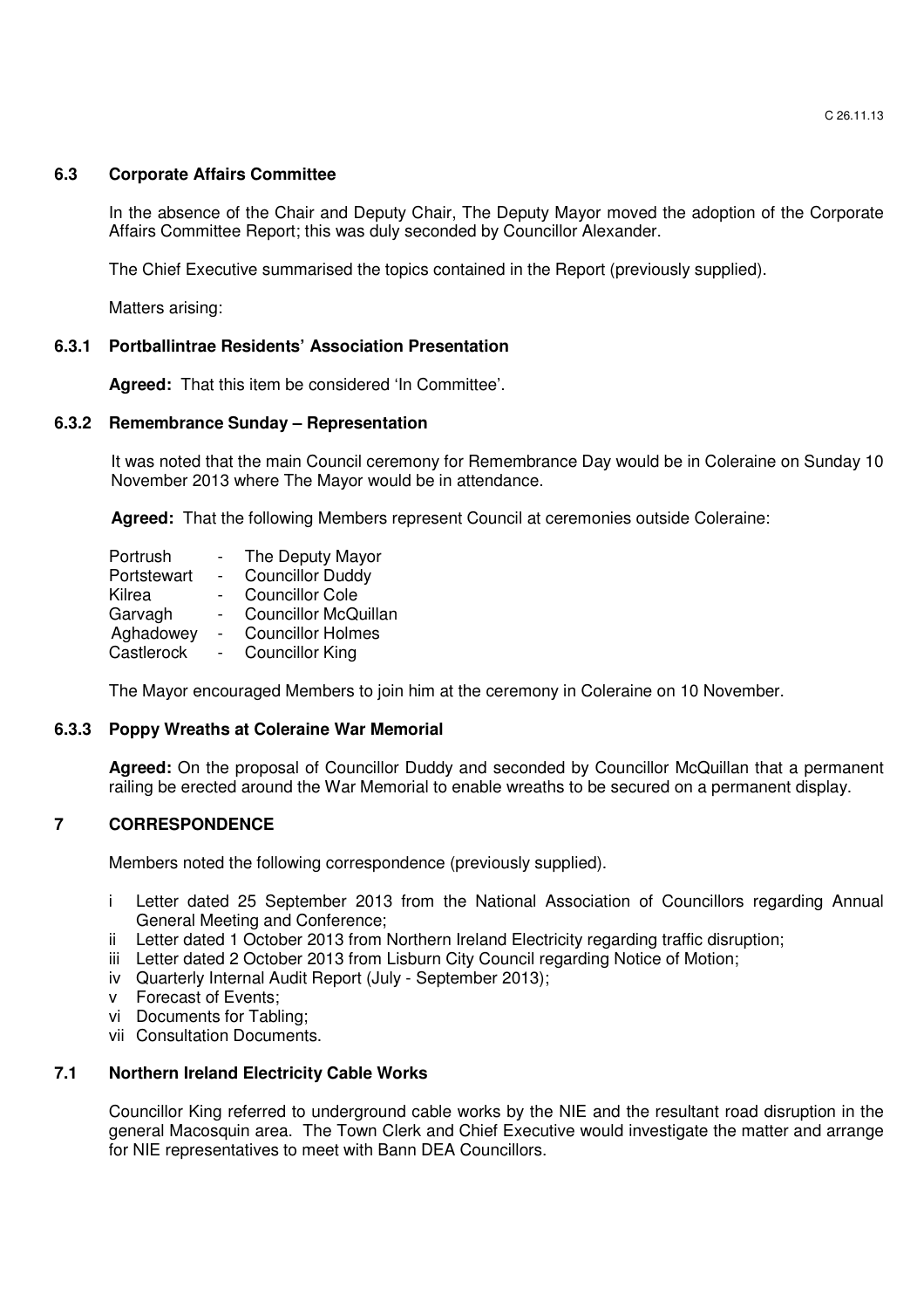### 6.3 Corporate Affairs Committee

In the absence of the Chair and Deputy Chair, The Deputy Mayor moved the adoption of the Corporate Affairs Committee Report; this was duly seconded by Councillor Alexander.

The Chief Executive summarised the topics contained in the Report (previously supplied).

Matters arising:

#### 6.3.1 Portballintrae Residents' Association Presentation

**Agreed:** That this item be considered 'In Committee'.

#### 6.3.2 Remembrance Sunday – Representation

It was noted that the main Council ceremony for Remembrance Day would be in Coleraine on Sunday 10 November 2013 where The Mayor would be in attendance.

**Agreed:** That the following Members represent Council at ceremonies outside Coleraine:

| | | |
|---|---|---|
| Portrush | - | The Deputy Mayor |
| Portstewart | - | Councillor Duddy |
| Kilrea | - | Councillor Cole |
| Garvagh | - | Councillor McQuillan |
| Aghadowey | - | Councillor Holmes |
| Castlerock | - | Councillor King |

The Mayor encouraged Members to join him at the ceremony in Coleraine on 10 November.

#### 6.3.3 Poppy Wreaths at Coleraine War Memorial

**Agreed:** On the proposal of Councillor Duddy and seconded by Councillor McQuillan that a permanent railing be erected around the War Memorial to enable wreaths to be secured on a permanent display.

### 7 CORRESPONDENCE

Members noted the following correspondence (previously supplied).

- i Letter dated 25 September 2013 from the National Association of Councillors regarding Annual General Meeting and Conference;
- ii Letter dated 1 October 2013 from Northern Ireland Electricity regarding traffic disruption;
- iii Letter dated 2 October 2013 from Lisburn City Council regarding Notice of Motion;
- iv Quarterly Internal Audit Report (July - September 2013);
- v Forecast of Events;
- vi Documents for Tabling;
- vii Consultation Documents.

### 7.1 Northern Ireland Electricity Cable Works

Councillor King referred to underground cable works by the NIE and the resultant road disruption in the general Macosquin area. The Town Clerk and Chief Executive would investigate the matter and arrange for NIE representatives to meet with Bann DEA Councillors.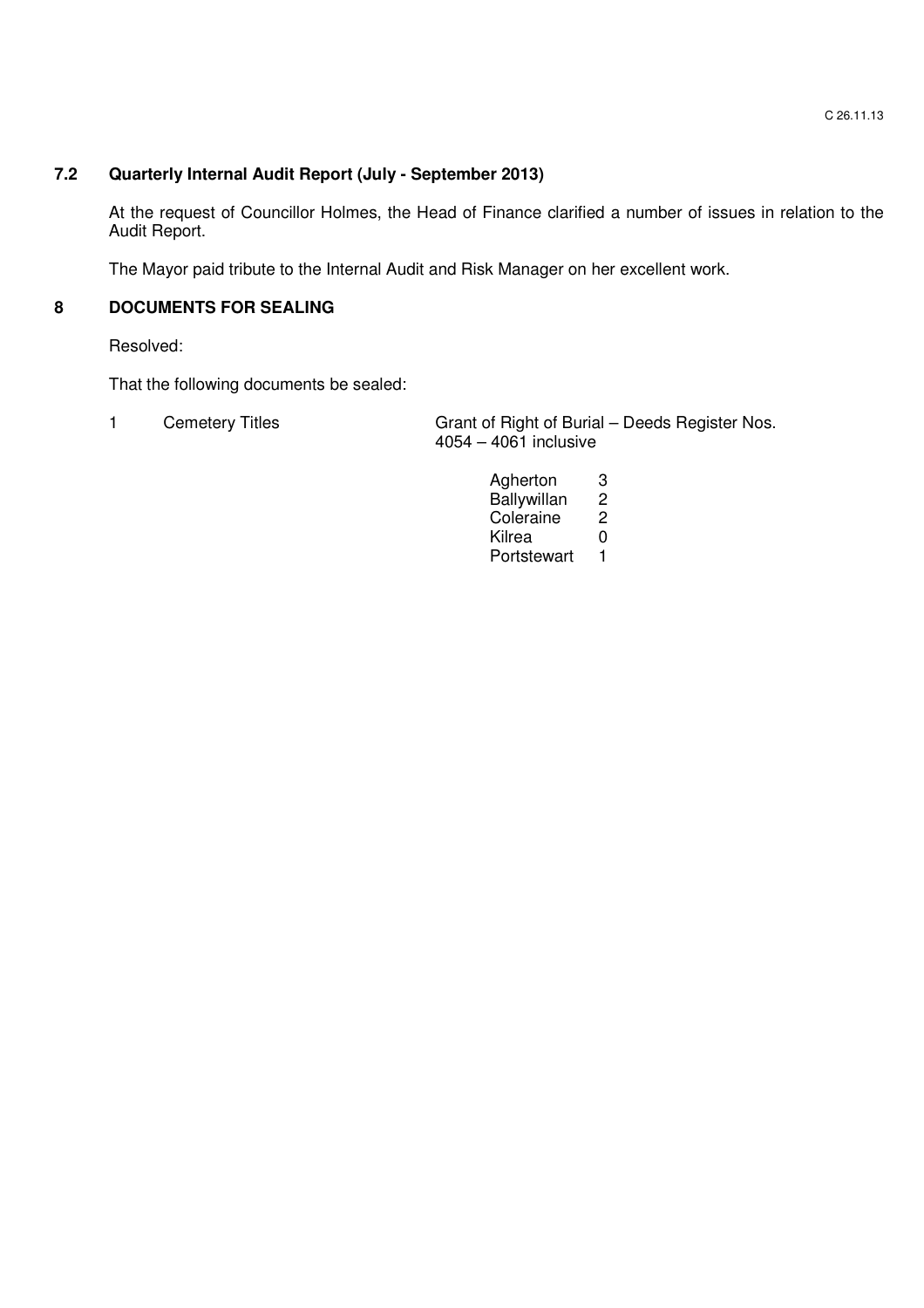### 7.2 Quarterly Internal Audit Report (July - September 2013)

At the request of Councillor Holmes, the Head of Finance clarified a number of issues in relation to the Audit Report.

The Mayor paid tribute to the Internal Audit and Risk Manager on her excellent work.

## 8 DOCUMENTS FOR SEALING

Resolved:

That the following documents be sealed:

1 Cemetery Titles — Grant of Right of Burial – Deeds Register Nos. 4054 – 4061 inclusive

| | |
|---|---|
| Agherton | 3 |
| Ballywillan | 2 |
| Coleraine | 2 |
| Kilrea | 0 |
| Portstewart | 1 |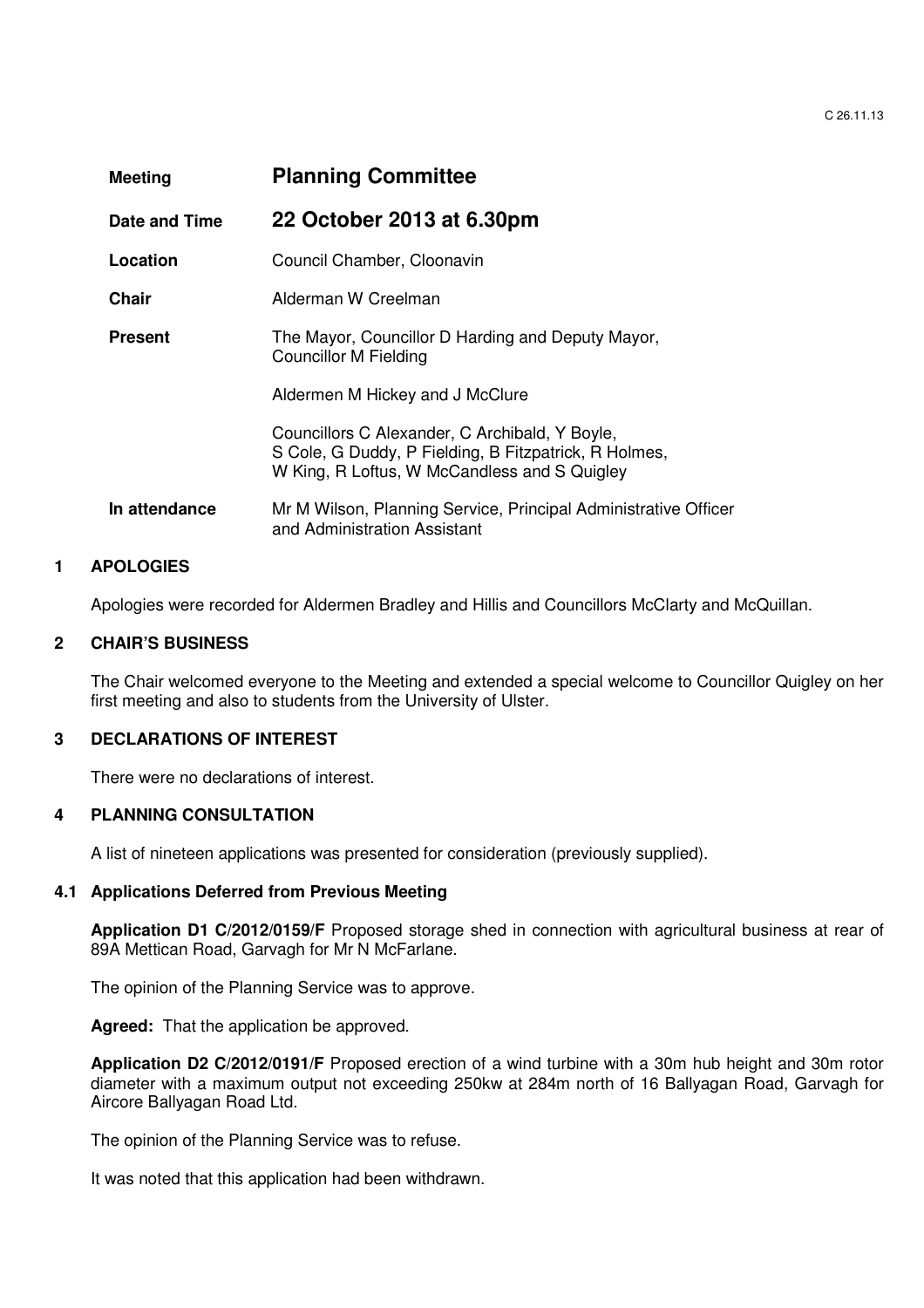| **Meeting** | **Planning Committee** |
|---|---|
| **Date and Time** | **22 October 2013 at 6.30pm** |
| **Location** | Council Chamber, Cloonavin |
| **Chair** | Alderman W Creelman |
| **Present** | The Mayor, Councillor D Harding and Deputy Mayor, Councillor M Fielding<br><br>Aldermen M Hickey and J McClure<br><br>Councillors C Alexander, C Archibald, Y Boyle, S Cole, G Duddy, P Fielding, B Fitzpatrick, R Holmes, W King, R Loftus, W McCandless and S Quigley |
| **In attendance** | Mr M Wilson, Planning Service, Principal Administrative Officer and Administration Assistant |

## 1 APOLOGIES

Apologies were recorded for Aldermen Bradley and Hillis and Councillors McClarty and McQuillan.

## 2 CHAIR'S BUSINESS

The Chair welcomed everyone to the Meeting and extended a special welcome to Councillor Quigley on her first meeting and also to students from the University of Ulster.

## 3 DECLARATIONS OF INTEREST

There were no declarations of interest.

## 4 PLANNING CONSULTATION

A list of nineteen applications was presented for consideration (previously supplied).

### 4.1 Applications Deferred from Previous Meeting

**Application D1 C/2012/0159/F** Proposed storage shed in connection with agricultural business at rear of 89A Mettican Road, Garvagh for Mr N McFarlane.

The opinion of the Planning Service was to approve.

**Agreed:** That the application be approved.

**Application D2 C/2012/0191/F** Proposed erection of a wind turbine with a 30m hub height and 30m rotor diameter with a maximum output not exceeding 250kw at 284m north of 16 Ballyagan Road, Garvagh for Aircore Ballyagan Road Ltd.

The opinion of the Planning Service was to refuse.

It was noted that this application had been withdrawn.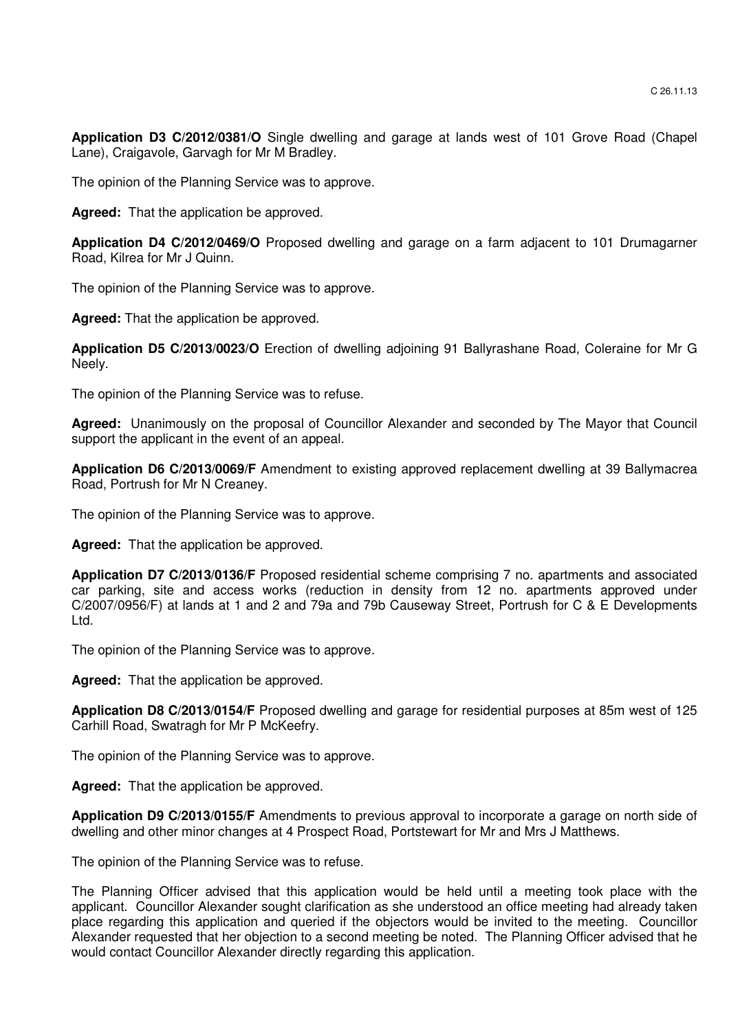**Application D3 C/2012/0381/O** Single dwelling and garage at lands west of 101 Grove Road (Chapel Lane), Craigavole, Garvagh for Mr M Bradley.

The opinion of the Planning Service was to approve.

**Agreed:** That the application be approved.

**Application D4 C/2012/0469/O** Proposed dwelling and garage on a farm adjacent to 101 Drumagarner Road, Kilrea for Mr J Quinn.

The opinion of the Planning Service was to approve.

**Agreed:** That the application be approved.

**Application D5 C/2013/0023/O** Erection of dwelling adjoining 91 Ballyrashane Road, Coleraine for Mr G Neely.

The opinion of the Planning Service was to refuse.

**Agreed:** Unanimously on the proposal of Councillor Alexander and seconded by The Mayor that Council support the applicant in the event of an appeal.

**Application D6 C/2013/0069/F** Amendment to existing approved replacement dwelling at 39 Ballymacrea Road, Portrush for Mr N Creaney.

The opinion of the Planning Service was to approve.

**Agreed:** That the application be approved.

**Application D7 C/2013/0136/F** Proposed residential scheme comprising 7 no. apartments and associated car parking, site and access works (reduction in density from 12 no. apartments approved under C/2007/0956/F) at lands at 1 and 2 and 79a and 79b Causeway Street, Portrush for C & E Developments Ltd.

The opinion of the Planning Service was to approve.

**Agreed:** That the application be approved.

**Application D8 C/2013/0154/F** Proposed dwelling and garage for residential purposes at 85m west of 125 Carhill Road, Swatragh for Mr P McKeefry.

The opinion of the Planning Service was to approve.

**Agreed:** That the application be approved.

**Application D9 C/2013/0155/F** Amendments to previous approval to incorporate a garage on north side of dwelling and other minor changes at 4 Prospect Road, Portstewart for Mr and Mrs J Matthews.

The opinion of the Planning Service was to refuse.

The Planning Officer advised that this application would be held until a meeting took place with the applicant. Councillor Alexander sought clarification as she understood an office meeting had already taken place regarding this application and queried if the objectors would be invited to the meeting. Councillor Alexander requested that her objection to a second meeting be noted. The Planning Officer advised that he would contact Councillor Alexander directly regarding this application.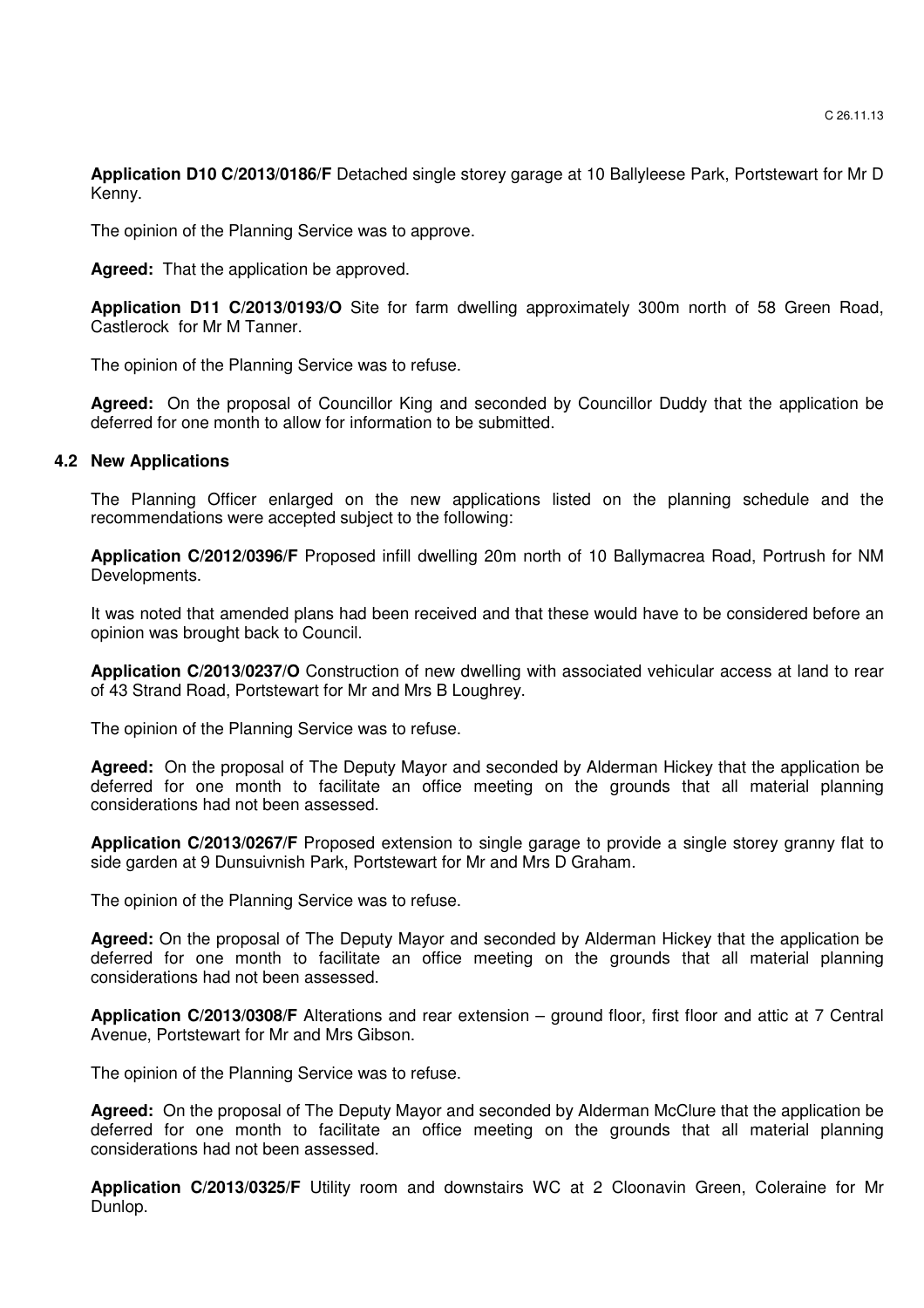**Application D10 C/2013/0186/F** Detached single storey garage at 10 Ballyleese Park, Portstewart for Mr D Kenny.

The opinion of the Planning Service was to approve.

**Agreed:** That the application be approved.

**Application D11 C/2013/0193/O** Site for farm dwelling approximately 300m north of 58 Green Road, Castlerock for Mr M Tanner.

The opinion of the Planning Service was to refuse.

**Agreed:** On the proposal of Councillor King and seconded by Councillor Duddy that the application be deferred for one month to allow for information to be submitted.

### 4.2 New Applications

The Planning Officer enlarged on the new applications listed on the planning schedule and the recommendations were accepted subject to the following:

**Application C/2012/0396/F** Proposed infill dwelling 20m north of 10 Ballymacrea Road, Portrush for NM Developments.

It was noted that amended plans had been received and that these would have to be considered before an opinion was brought back to Council.

**Application C/2013/0237/O** Construction of new dwelling with associated vehicular access at land to rear of 43 Strand Road, Portstewart for Mr and Mrs B Loughrey.

The opinion of the Planning Service was to refuse.

**Agreed:** On the proposal of The Deputy Mayor and seconded by Alderman Hickey that the application be deferred for one month to facilitate an office meeting on the grounds that all material planning considerations had not been assessed.

**Application C/2013/0267/F** Proposed extension to single garage to provide a single storey granny flat to side garden at 9 Dunsuivnish Park, Portstewart for Mr and Mrs D Graham.

The opinion of the Planning Service was to refuse.

**Agreed:** On the proposal of The Deputy Mayor and seconded by Alderman Hickey that the application be deferred for one month to facilitate an office meeting on the grounds that all material planning considerations had not been assessed.

**Application C/2013/0308/F** Alterations and rear extension – ground floor, first floor and attic at 7 Central Avenue, Portstewart for Mr and Mrs Gibson.

The opinion of the Planning Service was to refuse.

**Agreed:** On the proposal of The Deputy Mayor and seconded by Alderman McClure that the application be deferred for one month to facilitate an office meeting on the grounds that all material planning considerations had not been assessed.

**Application C/2013/0325/F** Utility room and downstairs WC at 2 Cloonavin Green, Coleraine for Mr Dunlop.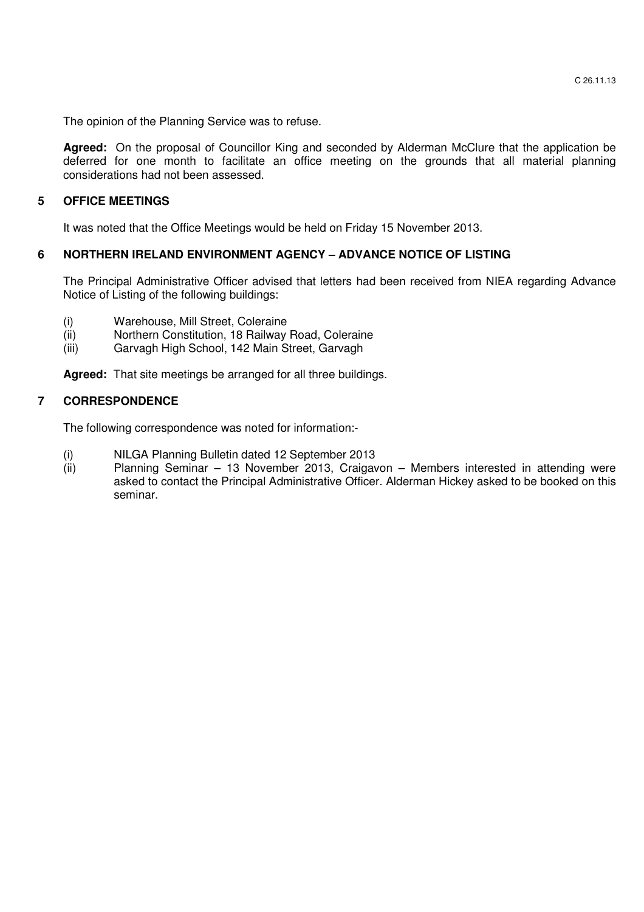The opinion of the Planning Service was to refuse.

**Agreed:** On the proposal of Councillor King and seconded by Alderman McClure that the application be deferred for one month to facilitate an office meeting on the grounds that all material planning considerations had not been assessed.

## 5 OFFICE MEETINGS

It was noted that the Office Meetings would be held on Friday 15 November 2013.

## 6 NORTHERN IRELAND ENVIRONMENT AGENCY – ADVANCE NOTICE OF LISTING

The Principal Administrative Officer advised that letters had been received from NIEA regarding Advance Notice of Listing of the following buildings:

(i) Warehouse, Mill Street, Coleraine
(ii) Northern Constitution, 18 Railway Road, Coleraine
(iii) Garvagh High School, 142 Main Street, Garvagh

**Agreed:** That site meetings be arranged for all three buildings.

## 7 CORRESPONDENCE

The following correspondence was noted for information:-

(i) NILGA Planning Bulletin dated 12 September 2013
(ii) Planning Seminar – 13 November 2013, Craigavon – Members interested in attending were asked to contact the Principal Administrative Officer. Alderman Hickey asked to be booked on this seminar.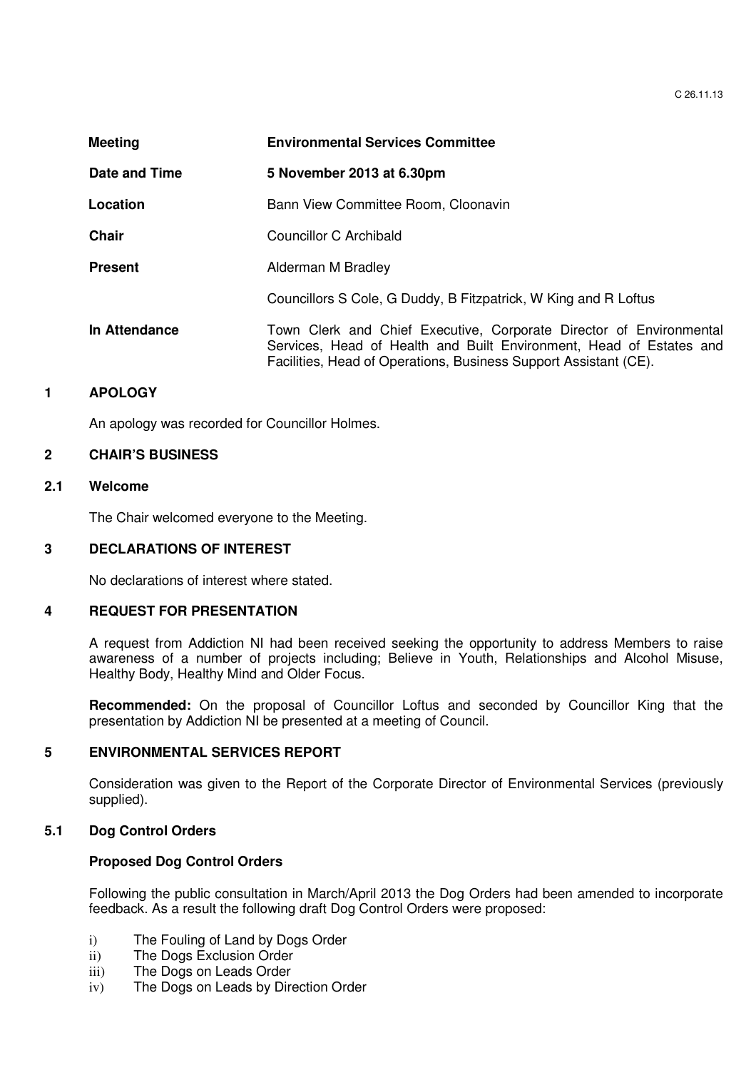| | |
|---|---|
| **Meeting** | **Environmental Services Committee** |
| **Date and Time** | **5 November 2013 at 6.30pm** |
| **Location** | Bann View Committee Room, Cloonavin |
| **Chair** | Councillor C Archibald |
| **Present** | Alderman M Bradley |
| | Councillors S Cole, G Duddy, B Fitzpatrick, W King and R Loftus |
| **In Attendance** | Town Clerk and Chief Executive, Corporate Director of Environmental Services, Head of Health and Built Environment, Head of Estates and Facilities, Head of Operations, Business Support Assistant (CE). |

## 1 APOLOGY

An apology was recorded for Councillor Holmes.

## 2 CHAIR'S BUSINESS

### 2.1 Welcome

The Chair welcomed everyone to the Meeting.

## 3 DECLARATIONS OF INTEREST

No declarations of interest where stated.

## 4 REQUEST FOR PRESENTATION

A request from Addiction NI had been received seeking the opportunity to address Members to raise awareness of a number of projects including; Believe in Youth, Relationships and Alcohol Misuse, Healthy Body, Healthy Mind and Older Focus.

**Recommended:** On the proposal of Councillor Loftus and seconded by Councillor King that the presentation by Addiction NI be presented at a meeting of Council.

## 5 ENVIRONMENTAL SERVICES REPORT

Consideration was given to the Report of the Corporate Director of Environmental Services (previously supplied).

### 5.1 Dog Control Orders

**Proposed Dog Control Orders**

Following the public consultation in March/April 2013 the Dog Orders had been amended to incorporate feedback. As a result the following draft Dog Control Orders were proposed:

i) The Fouling of Land by Dogs Order
ii) The Dogs Exclusion Order
iii) The Dogs on Leads Order
iv) The Dogs on Leads by Direction Order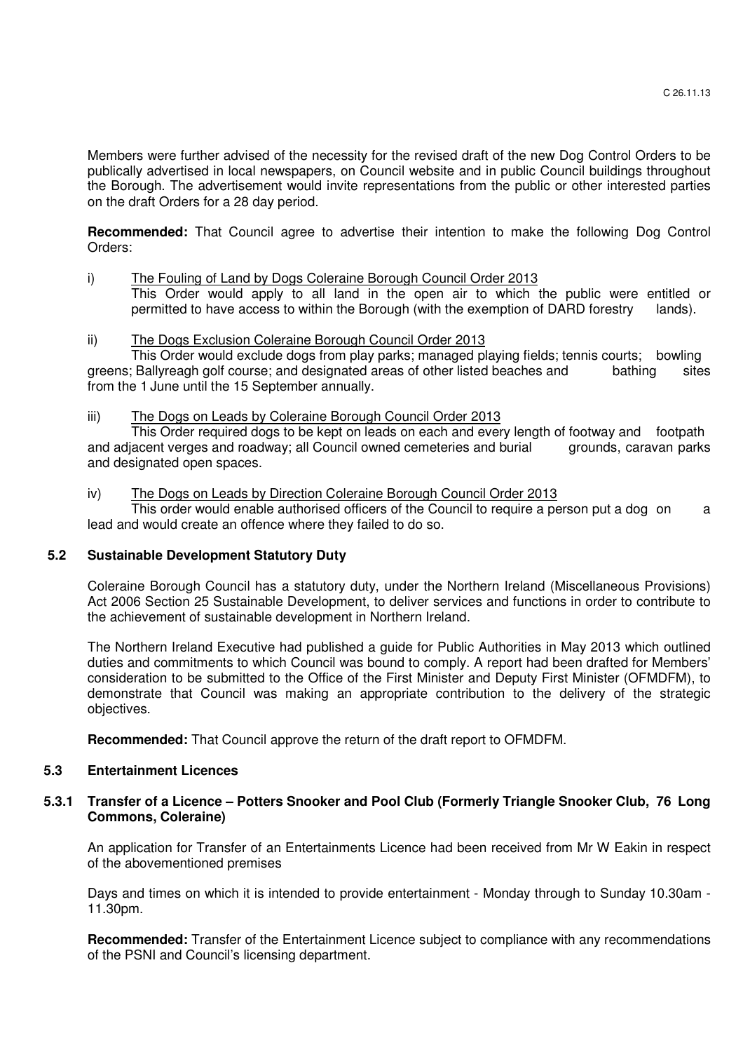Members were further advised of the necessity for the revised draft of the new Dog Control Orders to be publically advertised in local newspapers, on Council website and in public Council buildings throughout the Borough. The advertisement would invite representations from the public or other interested parties on the draft Orders for a 28 day period.

**Recommended:** That Council agree to advertise their intention to make the following Dog Control Orders:

i) The Fouling of Land by Dogs Coleraine Borough Council Order 2013
This Order would apply to all land in the open air to which the public were entitled or permitted to have access to within the Borough (with the exemption of DARD forestry lands).

ii) The Dogs Exclusion Coleraine Borough Council Order 2013
This Order would exclude dogs from play parks; managed playing fields; tennis courts; bowling greens; Ballyreagh golf course; and designated areas of other listed beaches and bathing sites from the 1 June until the 15 September annually.

iii) The Dogs on Leads by Coleraine Borough Council Order 2013
This Order required dogs to be kept on leads on each and every length of footway and footpath and adjacent verges and roadway; all Council owned cemeteries and burial grounds, caravan parks and designated open spaces.

iv) The Dogs on Leads by Direction Coleraine Borough Council Order 2013
This order would enable authorised officers of the Council to require a person put a dog on a lead and would create an offence where they failed to do so.

### 5.2 Sustainable Development Statutory Duty

Coleraine Borough Council has a statutory duty, under the Northern Ireland (Miscellaneous Provisions) Act 2006 Section 25 Sustainable Development, to deliver services and functions in order to contribute to the achievement of sustainable development in Northern Ireland.

The Northern Ireland Executive had published a guide for Public Authorities in May 2013 which outlined duties and commitments to which Council was bound to comply. A report had been drafted for Members' consideration to be submitted to the Office of the First Minister and Deputy First Minister (OFMDFM), to demonstrate that Council was making an appropriate contribution to the delivery of the strategic objectives.

**Recommended:** That Council approve the return of the draft report to OFMDFM.

### 5.3 Entertainment Licences

#### 5.3.1 Transfer of a Licence – Potters Snooker and Pool Club (Formerly Triangle Snooker Club, 76 Long Commons, Coleraine)

An application for Transfer of an Entertainments Licence had been received from Mr W Eakin in respect of the abovementioned premises

Days and times on which it is intended to provide entertainment - Monday through to Sunday 10.30am - 11.30pm.

**Recommended:** Transfer of the Entertainment Licence subject to compliance with any recommendations of the PSNI and Council's licensing department.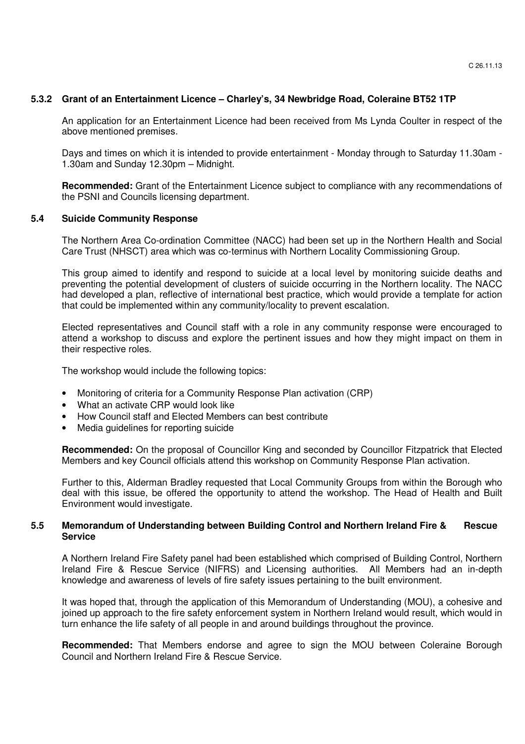### 5.3.2 Grant of an Entertainment Licence – Charley's, 34 Newbridge Road, Coleraine BT52 1TP

An application for an Entertainment Licence had been received from Ms Lynda Coulter in respect of the above mentioned premises.

Days and times on which it is intended to provide entertainment - Monday through to Saturday 11.30am - 1.30am and Sunday 12.30pm – Midnight.

**Recommended:** Grant of the Entertainment Licence subject to compliance with any recommendations of the PSNI and Councils licensing department.

### 5.4 Suicide Community Response

The Northern Area Co-ordination Committee (NACC) had been set up in the Northern Health and Social Care Trust (NHSCT) area which was co-terminus with Northern Locality Commissioning Group.

This group aimed to identify and respond to suicide at a local level by monitoring suicide deaths and preventing the potential development of clusters of suicide occurring in the Northern locality. The NACC had developed a plan, reflective of international best practice, which would provide a template for action that could be implemented within any community/locality to prevent escalation.

Elected representatives and Council staff with a role in any community response were encouraged to attend a workshop to discuss and explore the pertinent issues and how they might impact on them in their respective roles.

The workshop would include the following topics:

- Monitoring of criteria for a Community Response Plan activation (CRP)
- What an activate CRP would look like
- How Council staff and Elected Members can best contribute
- Media guidelines for reporting suicide

**Recommended:** On the proposal of Councillor King and seconded by Councillor Fitzpatrick that Elected Members and key Council officials attend this workshop on Community Response Plan activation.

Further to this, Alderman Bradley requested that Local Community Groups from within the Borough who deal with this issue, be offered the opportunity to attend the workshop. The Head of Health and Built Environment would investigate.

### 5.5 Memorandum of Understanding between Building Control and Northern Ireland Fire & Rescue Service

A Northern Ireland Fire Safety panel had been established which comprised of Building Control, Northern Ireland Fire & Rescue Service (NIFRS) and Licensing authorities. All Members had an in-depth knowledge and awareness of levels of fire safety issues pertaining to the built environment.

It was hoped that, through the application of this Memorandum of Understanding (MOU), a cohesive and joined up approach to the fire safety enforcement system in Northern Ireland would result, which would in turn enhance the life safety of all people in and around buildings throughout the province.

**Recommended:** That Members endorse and agree to sign the MOU between Coleraine Borough Council and Northern Ireland Fire & Rescue Service.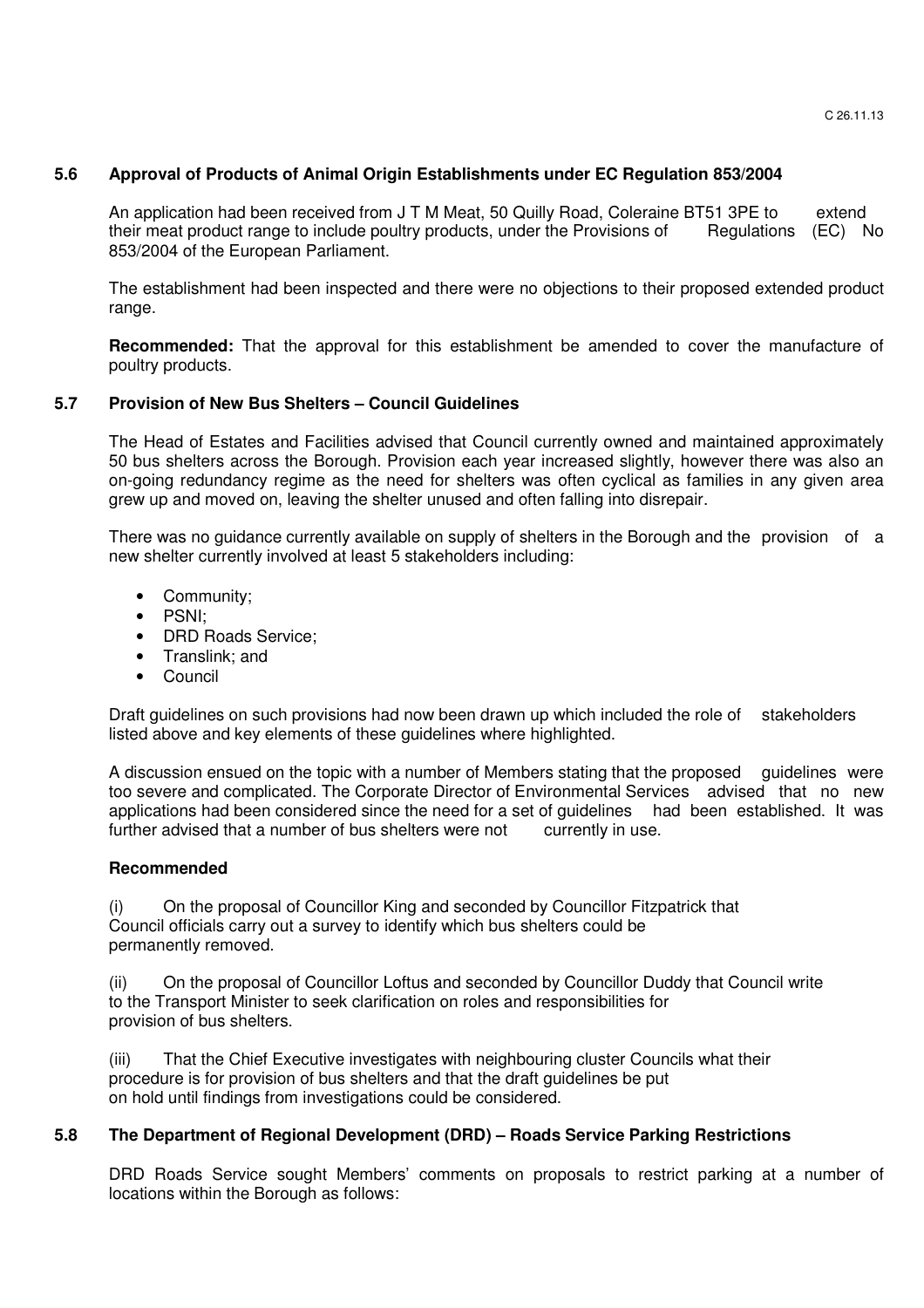### 5.6 Approval of Products of Animal Origin Establishments under EC Regulation 853/2004

An application had been received from J T M Meat, 50 Quilly Road, Coleraine BT51 3PE to extend their meat product range to include poultry products, under the Provisions of Regulations (EC) No 853/2004 of the European Parliament.

The establishment had been inspected and there were no objections to their proposed extended product range.

**Recommended:** That the approval for this establishment be amended to cover the manufacture of poultry products.

### 5.7 Provision of New Bus Shelters – Council Guidelines

The Head of Estates and Facilities advised that Council currently owned and maintained approximately 50 bus shelters across the Borough. Provision each year increased slightly, however there was also an on-going redundancy regime as the need for shelters was often cyclical as families in any given area grew up and moved on, leaving the shelter unused and often falling into disrepair.

There was no guidance currently available on supply of shelters in the Borough and the provision of a new shelter currently involved at least 5 stakeholders including:

- Community;
- PSNI;
- DRD Roads Service;
- Translink; and
- Council

Draft guidelines on such provisions had now been drawn up which included the role of stakeholders listed above and key elements of these guidelines where highlighted.

A discussion ensued on the topic with a number of Members stating that the proposed guidelines were too severe and complicated. The Corporate Director of Environmental Services advised that no new applications had been considered since the need for a set of guidelines had been established. It was further advised that a number of bus shelters were not currently in use.

**Recommended**

(i) On the proposal of Councillor King and seconded by Councillor Fitzpatrick that Council officials carry out a survey to identify which bus shelters could be permanently removed.

(ii) On the proposal of Councillor Loftus and seconded by Councillor Duddy that Council write to the Transport Minister to seek clarification on roles and responsibilities for provision of bus shelters.

(iii) That the Chief Executive investigates with neighbouring cluster Councils what their procedure is for provision of bus shelters and that the draft guidelines be put on hold until findings from investigations could be considered.

### 5.8 The Department of Regional Development (DRD) – Roads Service Parking Restrictions

DRD Roads Service sought Members' comments on proposals to restrict parking at a number of locations within the Borough as follows: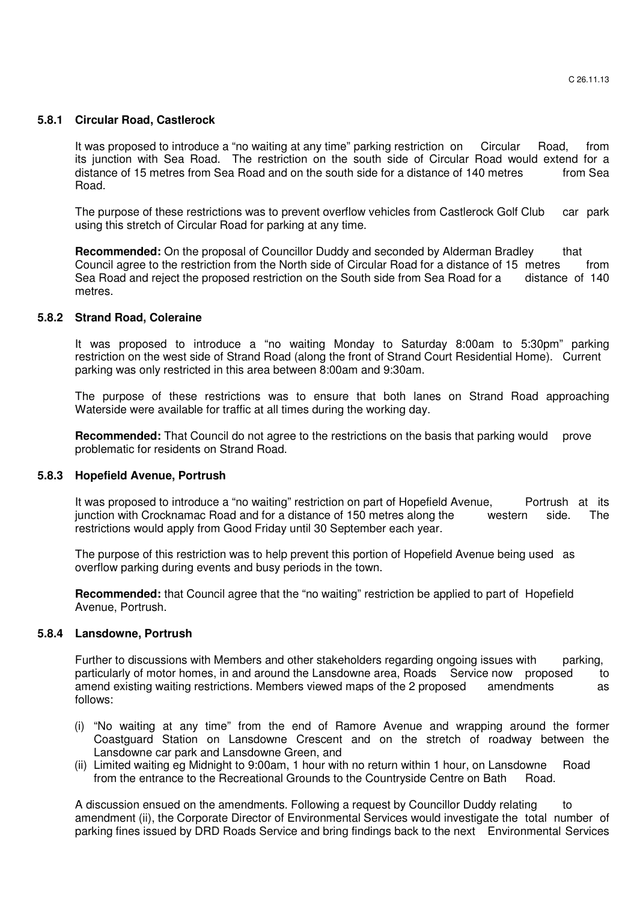#### 5.8.1 Circular Road, Castlerock

It was proposed to introduce a "no waiting at any time" parking restriction on Circular Road, from its junction with Sea Road. The restriction on the south side of Circular Road would extend for a distance of 15 metres from Sea Road and on the south side for a distance of 140 metres from Sea Road.

The purpose of these restrictions was to prevent overflow vehicles from Castlerock Golf Club car park using this stretch of Circular Road for parking at any time.

**Recommended:** On the proposal of Councillor Duddy and seconded by Alderman Bradley that Council agree to the restriction from the North side of Circular Road for a distance of 15 metres from Sea Road and reject the proposed restriction on the South side from Sea Road for a distance of 140 metres.

#### 5.8.2 Strand Road, Coleraine

It was proposed to introduce a "no waiting Monday to Saturday 8:00am to 5:30pm" parking restriction on the west side of Strand Road (along the front of Strand Court Residential Home). Current parking was only restricted in this area between 8:00am and 9:30am.

The purpose of these restrictions was to ensure that both lanes on Strand Road approaching Waterside were available for traffic at all times during the working day.

**Recommended:** That Council do not agree to the restrictions on the basis that parking would prove problematic for residents on Strand Road.

#### 5.8.3 Hopefield Avenue, Portrush

It was proposed to introduce a "no waiting" restriction on part of Hopefield Avenue, Portrush at its junction with Crocknamac Road and for a distance of 150 metres along the western side. The restrictions would apply from Good Friday until 30 September each year.

The purpose of this restriction was to help prevent this portion of Hopefield Avenue being used as overflow parking during events and busy periods in the town.

**Recommended:** that Council agree that the "no waiting" restriction be applied to part of Hopefield Avenue, Portrush.

#### 5.8.4 Lansdowne, Portrush

Further to discussions with Members and other stakeholders regarding ongoing issues with parking, particularly of motor homes, in and around the Lansdowne area, Roads Service now proposed to amend existing waiting restrictions. Members viewed maps of the 2 proposed amendments as follows:

(i) "No waiting at any time" from the end of Ramore Avenue and wrapping around the former Coastguard Station on Lansdowne Crescent and on the stretch of roadway between the Lansdowne car park and Lansdowne Green, and
(ii) Limited waiting eg Midnight to 9:00am, 1 hour with no return within 1 hour, on Lansdowne Road from the entrance to the Recreational Grounds to the Countryside Centre on Bath Road.

A discussion ensued on the amendments. Following a request by Councillor Duddy relating to amendment (ii), the Corporate Director of Environmental Services would investigate the total number of parking fines issued by DRD Roads Service and bring findings back to the next Environmental Services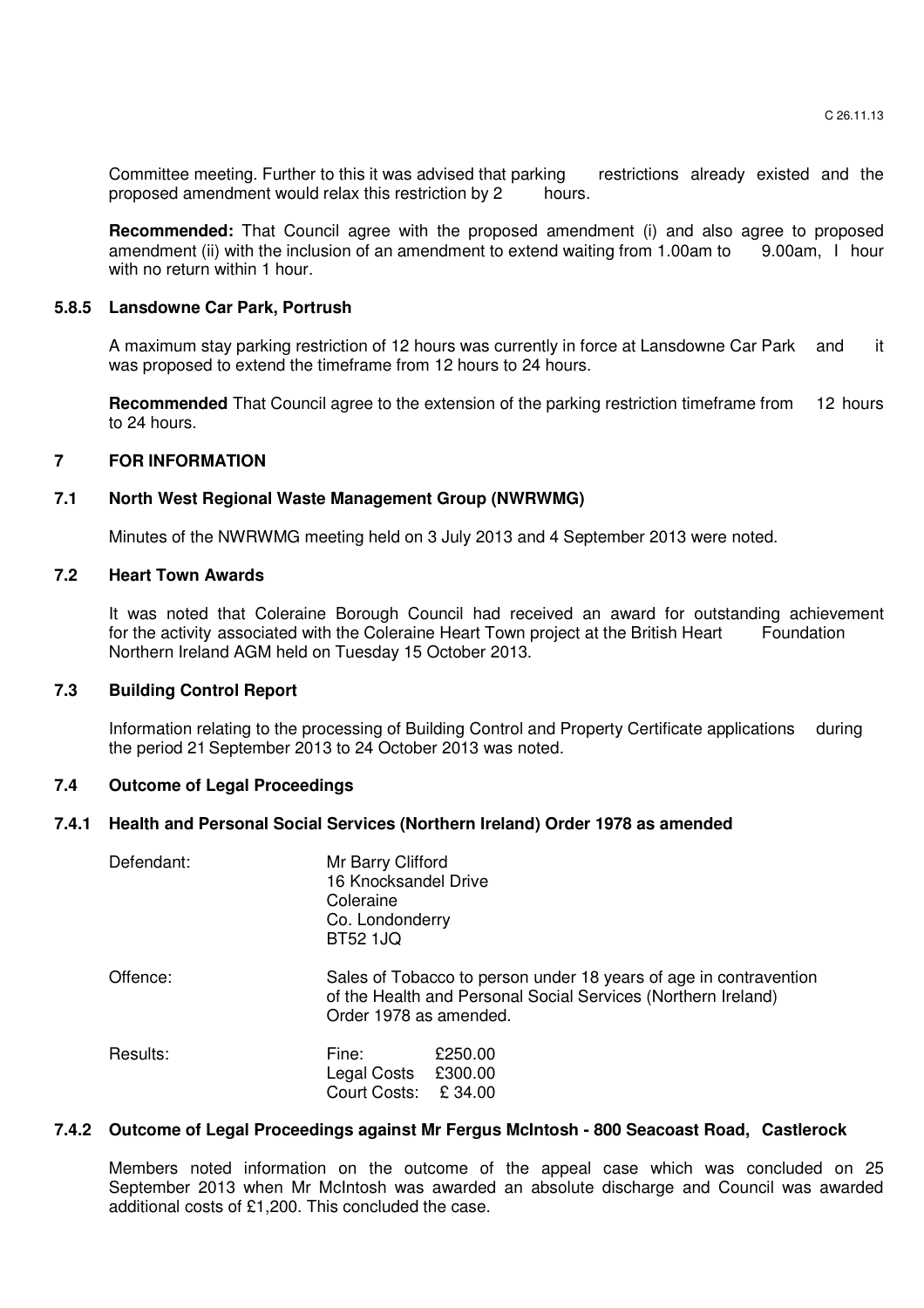Committee meeting. Further to this it was advised that parking restrictions already existed and the proposed amendment would relax this restriction by 2 hours.

**Recommended:** That Council agree with the proposed amendment (i) and also agree to proposed amendment (ii) with the inclusion of an amendment to extend waiting from 1.00am to 9.00am, I hour with no return within 1 hour.

### 5.8.5 Lansdowne Car Park, Portrush

A maximum stay parking restriction of 12 hours was currently in force at Lansdowne Car Park and it was proposed to extend the timeframe from 12 hours to 24 hours.

**Recommended** That Council agree to the extension of the parking restriction timeframe from 12 hours to 24 hours.

## 7 FOR INFORMATION

### 7.1 North West Regional Waste Management Group (NWRWMG)

Minutes of the NWRWMG meeting held on 3 July 2013 and 4 September 2013 were noted.

### 7.2 Heart Town Awards

It was noted that Coleraine Borough Council had received an award for outstanding achievement for the activity associated with the Coleraine Heart Town project at the British Heart Foundation Northern Ireland AGM held on Tuesday 15 October 2013.

### 7.3 Building Control Report

Information relating to the processing of Building Control and Property Certificate applications during the period 21 September 2013 to 24 October 2013 was noted.

### 7.4 Outcome of Legal Proceedings

### 7.4.1 Health and Personal Social Services (Northern Ireland) Order 1978 as amended

Defendant: Mr Barry Clifford
16 Knocksandel Drive
Coleraine
Co. Londonderry
BT52 1JQ

Offence: Sales of Tobacco to person under 18 years of age in contravention of the Health and Personal Social Services (Northern Ireland) Order 1978 as amended.

Results:

| | |
|---|---|
| Fine: | £250.00 |
| Legal Costs | £300.00 |
| Court Costs: | £ 34.00 |

### 7.4.2 Outcome of Legal Proceedings against Mr Fergus McIntosh - 800 Seacoast Road, Castlerock

Members noted information on the outcome of the appeal case which was concluded on 25 September 2013 when Mr McIntosh was awarded an absolute discharge and Council was awarded additional costs of £1,200. This concluded the case.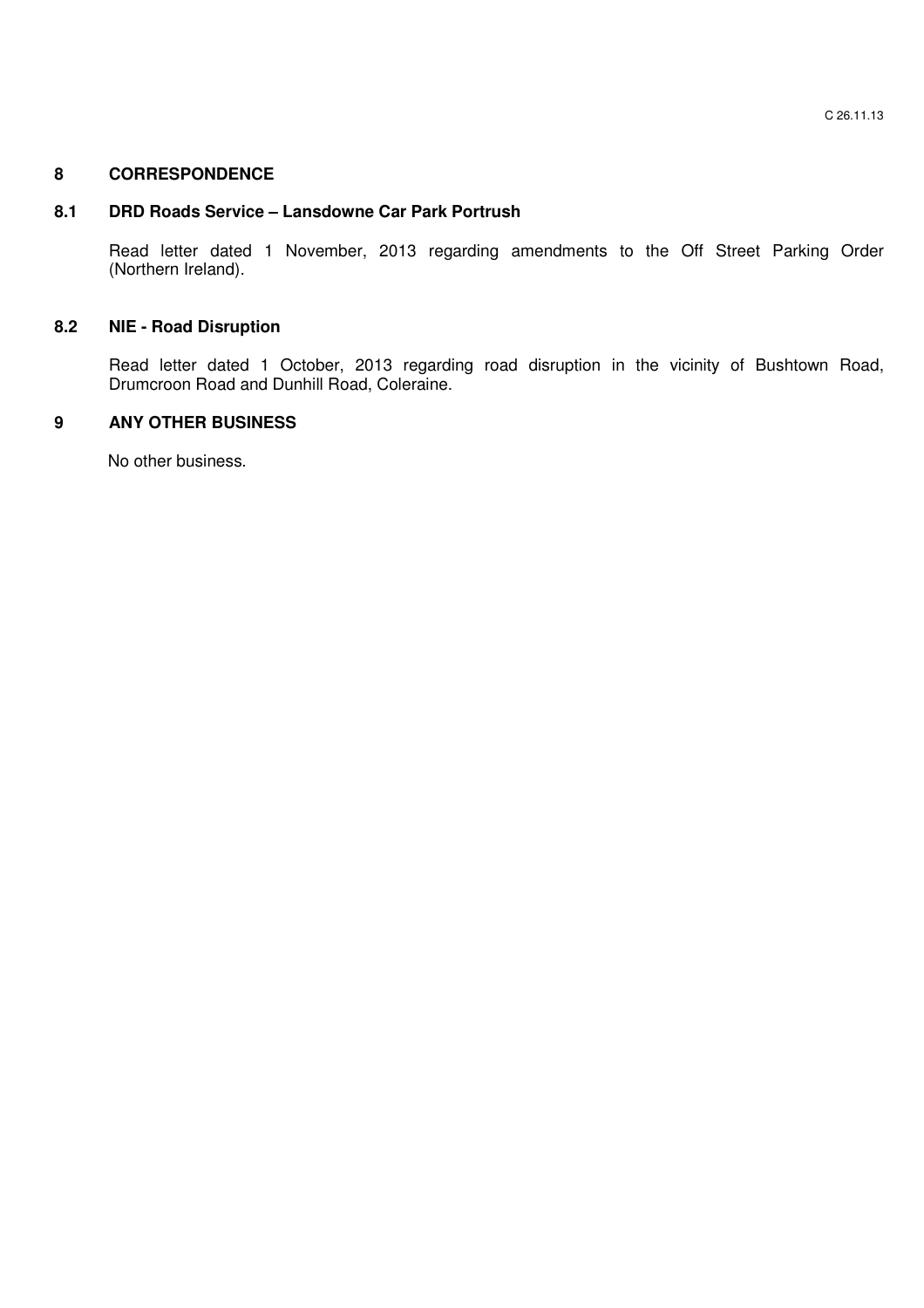## 8 CORRESPONDENCE

### 8.1 DRD Roads Service – Lansdowne Car Park Portrush

Read letter dated 1 November, 2013 regarding amendments to the Off Street Parking Order (Northern Ireland).

### 8.2 NIE - Road Disruption

Read letter dated 1 October, 2013 regarding road disruption in the vicinity of Bushtown Road, Drumcroon Road and Dunhill Road, Coleraine.

## 9 ANY OTHER BUSINESS

No other business.